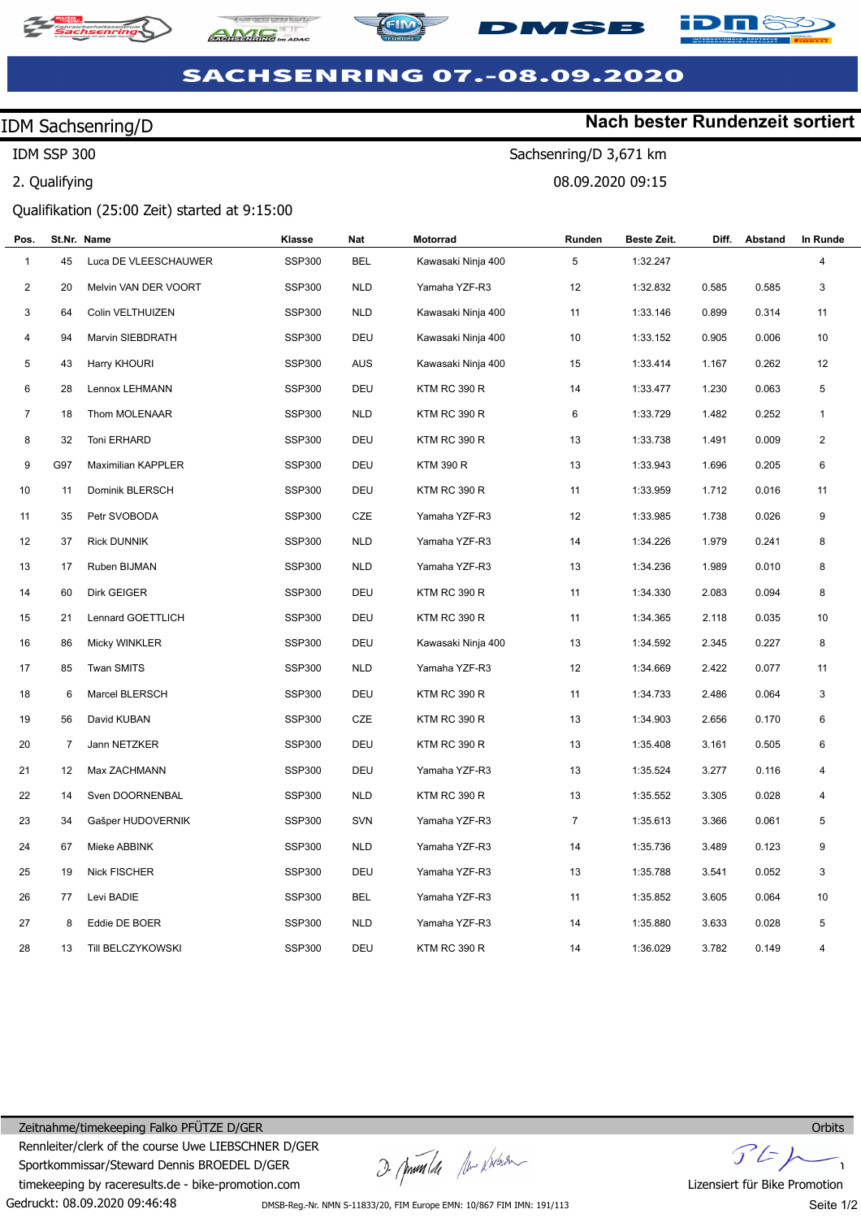# SACHSENRING 07.-08.09.2020

## IDM Sachsenring/D

**Nach bester Rundenzeit sortiert**

IDM SSP 300 — Sachsenring/D 3,671 km

2. Qualifying — 08.09.2020 09:15

Qualifikation (25:00 Zeit) started at 9:15:00

| Pos. | St.Nr. | Name | Klasse | Nat | Motorrad | Runden | Beste Zeit. | Diff. | Abstand | In Runde |
|---|---|---|---|---|---|---|---|---|---|---|
| 1 | 45 | Luca DE VLEESCHAUWER | SSP300 | BEL | Kawasaki Ninja 400 | 5 | 1:32.247 | | | 4 |
| 2 | 20 | Melvin VAN DER VOORT | SSP300 | NLD | Yamaha YZF-R3 | 12 | 1:32.832 | 0.585 | 0.585 | 3 |
| 3 | 64 | Colin VELTHUIZEN | SSP300 | NLD | Kawasaki Ninja 400 | 11 | 1:33.146 | 0.899 | 0.314 | 11 |
| 4 | 94 | Marvin SIEBDRATH | SSP300 | DEU | Kawasaki Ninja 400 | 10 | 1:33.152 | 0.905 | 0.006 | 10 |
| 5 | 43 | Harry KHOURI | SSP300 | AUS | Kawasaki Ninja 400 | 15 | 1:33.414 | 1.167 | 0.262 | 12 |
| 6 | 28 | Lennox LEHMANN | SSP300 | DEU | KTM RC 390 R | 14 | 1:33.477 | 1.230 | 0.063 | 5 |
| 7 | 18 | Thom MOLENAAR | SSP300 | NLD | KTM RC 390 R | 6 | 1:33.729 | 1.482 | 0.252 | 1 |
| 8 | 32 | Toni ERHARD | SSP300 | DEU | KTM RC 390 R | 13 | 1:33.738 | 1.491 | 0.009 | 2 |
| 9 | G97 | Maximilian KAPPLER | SSP300 | DEU | KTM 390 R | 13 | 1:33.943 | 1.696 | 0.205 | 6 |
| 10 | 11 | Dominik BLERSCH | SSP300 | DEU | KTM RC 390 R | 11 | 1:33.959 | 1.712 | 0.016 | 11 |
| 11 | 35 | Petr SVOBODA | SSP300 | CZE | Yamaha YZF-R3 | 12 | 1:33.985 | 1.738 | 0.026 | 9 |
| 12 | 37 | Rick DUNNIK | SSP300 | NLD | Yamaha YZF-R3 | 14 | 1:34.226 | 1.979 | 0.241 | 8 |
| 13 | 17 | Ruben BIJMAN | SSP300 | NLD | Yamaha YZF-R3 | 13 | 1:34.236 | 1.989 | 0.010 | 8 |
| 14 | 60 | Dirk GEIGER | SSP300 | DEU | KTM RC 390 R | 11 | 1:34.330 | 2.083 | 0.094 | 8 |
| 15 | 21 | Lennard GOETTLICH | SSP300 | DEU | KTM RC 390 R | 11 | 1:34.365 | 2.118 | 0.035 | 10 |
| 16 | 86 | Micky WINKLER | SSP300 | DEU | Kawasaki Ninja 400 | 13 | 1:34.592 | 2.345 | 0.227 | 8 |
| 17 | 85 | Twan SMITS | SSP300 | NLD | Yamaha YZF-R3 | 12 | 1:34.669 | 2.422 | 0.077 | 11 |
| 18 | 6 | Marcel BLERSCH | SSP300 | DEU | KTM RC 390 R | 11 | 1:34.733 | 2.486 | 0.064 | 3 |
| 19 | 56 | David KUBAN | SSP300 | CZE | KTM RC 390 R | 13 | 1:34.903 | 2.656 | 0.170 | 6 |
| 20 | 7 | Jann NETZKER | SSP300 | DEU | KTM RC 390 R | 13 | 1:35.408 | 3.161 | 0.505 | 6 |
| 21 | 12 | Max ZACHMANN | SSP300 | DEU | Yamaha YZF-R3 | 13 | 1:35.524 | 3.277 | 0.116 | 4 |
| 22 | 14 | Sven DOORNENBAL | SSP300 | NLD | KTM RC 390 R | 13 | 1:35.552 | 3.305 | 0.028 | 4 |
| 23 | 34 | Gašper HUDOVERNIK | SSP300 | SVN | Yamaha YZF-R3 | 7 | 1:35.613 | 3.366 | 0.061 | 5 |
| 24 | 67 | Mieke ABBINK | SSP300 | NLD | Yamaha YZF-R3 | 14 | 1:35.736 | 3.489 | 0.123 | 9 |
| 25 | 19 | Nick FISCHER | SSP300 | DEU | Yamaha YZF-R3 | 13 | 1:35.788 | 3.541 | 0.052 | 3 |
| 26 | 77 | Levi BADIE | SSP300 | BEL | Yamaha YZF-R3 | 11 | 1:35.852 | 3.605 | 0.064 | 10 |
| 27 | 8 | Eddie DE BOER | SSP300 | NLD | Yamaha YZF-R3 | 14 | 1:35.880 | 3.633 | 0.028 | 5 |
| 28 | 13 | Till BELCZYKOWSKI | SSP300 | DEU | KTM RC 390 R | 14 | 1:36.029 | 3.782 | 0.149 | 4 |

Zeitnahme/timekeeping Falko PFÜTZE D/GER

Rennleiter/clerk of the course Uwe LIEBSCHNER D/GER

Sportkommissar/Steward Dennis BROEDEL D/GER

timekeeping by raceresults.de - bike-promotion.com

Gedruckt: 08.09.2020 09:46:48

DMSB-Reg.-Nr. NMN S-11833/20, FIM Europe EMN: 10/867 FIM IMN: 191/113

Orbits

Lizensiert für Bike Promotion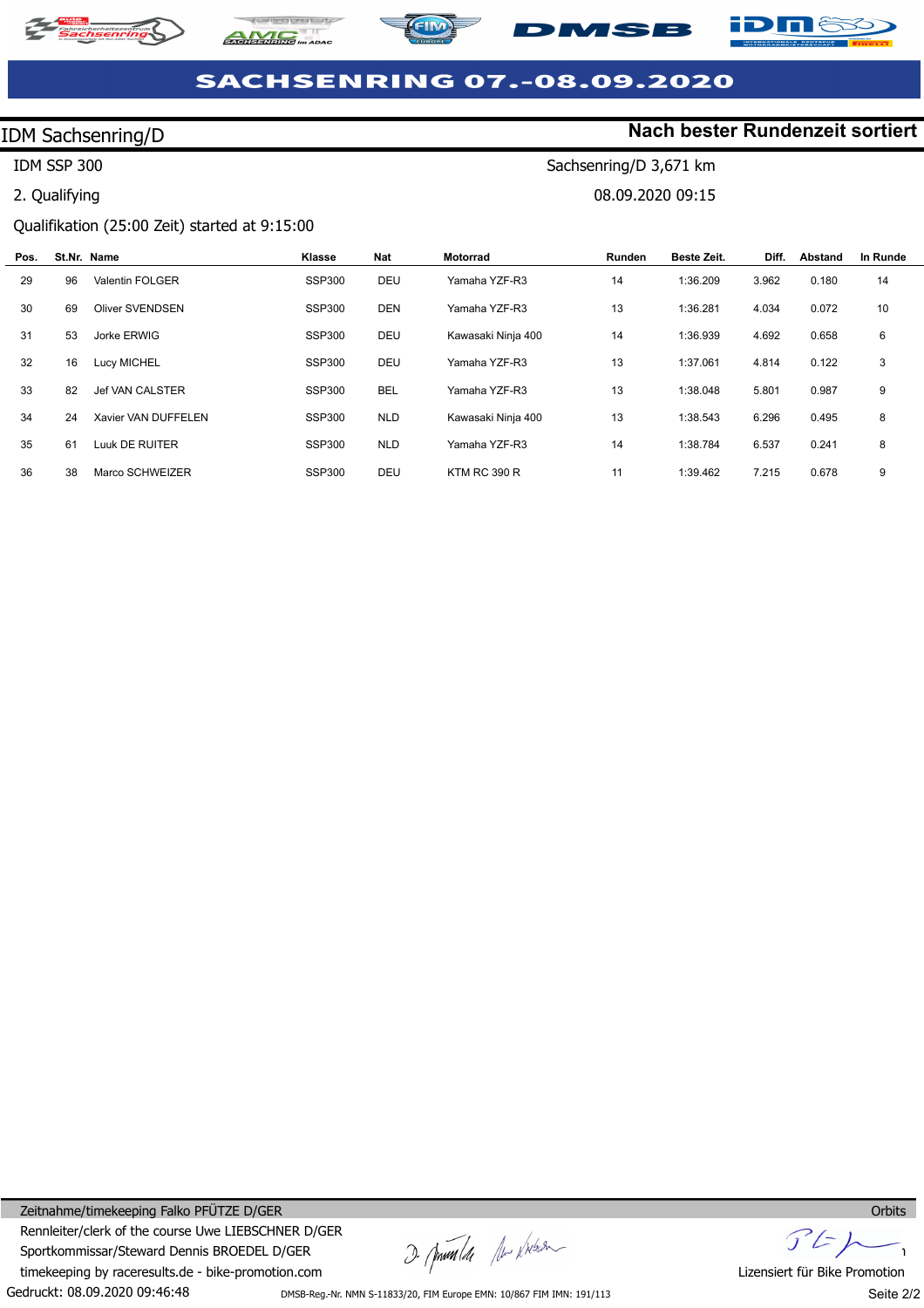# SACHSENRING 07.-08.09.2020

## IDM Sachsenring/D

**Nach bester Rundenzeit sortiert**

IDM SSP 300

Sachsenring/D 3,671 km

2. Qualifying

08.09.2020 09:15

Qualifikation (25:00 Zeit) started at 9:15:00

| Pos. | St.Nr. | Name | Klasse | Nat | Motorrad | Runden | Beste Zeit. | Diff. | Abstand | In Runde |
|---|---|---|---|---|---|---|---|---|---|---|
| 29 | 96 | Valentin FOLGER | SSP300 | DEU | Yamaha YZF-R3 | 14 | 1:36.209 | 3.962 | 0.180 | 14 |
| 30 | 69 | Oliver SVENDSEN | SSP300 | DEN | Yamaha YZF-R3 | 13 | 1:36.281 | 4.034 | 0.072 | 10 |
| 31 | 53 | Jorke ERWIG | SSP300 | DEU | Kawasaki Ninja 400 | 14 | 1:36.939 | 4.692 | 0.658 | 6 |
| 32 | 16 | Lucy MICHEL | SSP300 | DEU | Yamaha YZF-R3 | 13 | 1:37.061 | 4.814 | 0.122 | 3 |
| 33 | 82 | Jef VAN CALSTER | SSP300 | BEL | Yamaha YZF-R3 | 13 | 1:38.048 | 5.801 | 0.987 | 9 |
| 34 | 24 | Xavier VAN DUFFELEN | SSP300 | NLD | Kawasaki Ninja 400 | 13 | 1:38.543 | 6.296 | 0.495 | 8 |
| 35 | 61 | Luuk DE RUITER | SSP300 | NLD | Yamaha YZF-R3 | 14 | 1:38.784 | 6.537 | 0.241 | 8 |
| 36 | 38 | Marco SCHWEIZER | SSP300 | DEU | KTM RC 390 R | 11 | 1:39.462 | 7.215 | 0.678 | 9 |

Zeitnahme/timekeeping Falko PFÜTZE D/GER

Rennleiter/clerk of the course Uwe LIEBSCHNER D/GER

Sportkommissar/Steward Dennis BROEDEL D/GER

timekeeping by raceresults.de - bike-promotion.com

Orbits

Lizensiert für Bike Promotion

Gedruckt: 08.09.2020 09:46:48

DMSB-Reg.-Nr. NMN S-11833/20, FIM Europe EMN: 10/867 FIM IMN: 191/113